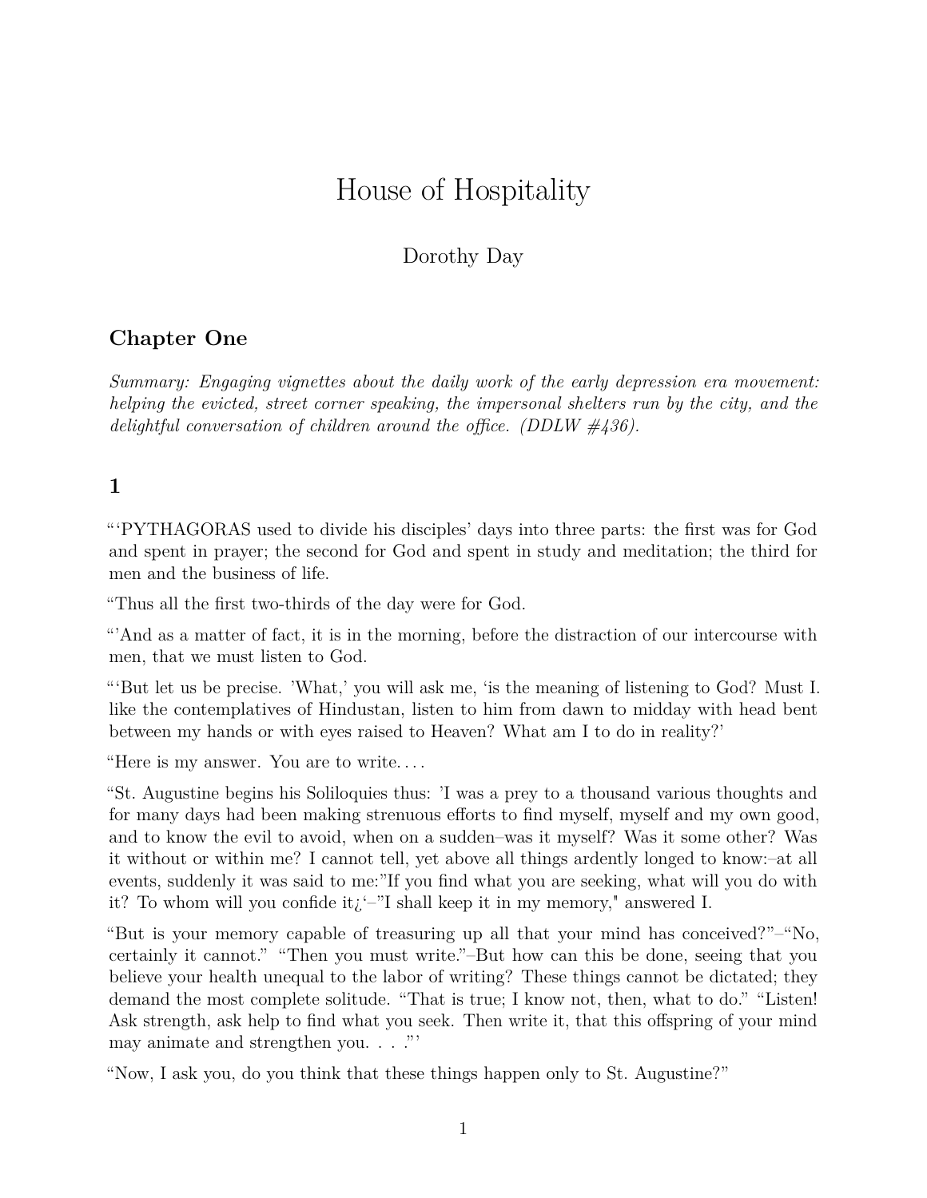# House of Hospitality

Dorothy Day

## Chapter One

*Summary: Engaging vignettes about the daily work of the early depression era movement: helping the evicted, street corner speaking, the impersonal shelters run by the city, and the delightful conversation of children around the office. (DDLW #436).*

### 1

"'PYTHAGORAS used to divide his disciples' days into three parts: the first was for God and spent in prayer; the second for God and spent in study and meditation; the third for men and the business of life.

"Thus all the first two-thirds of the day were for God.

"'And as a matter of fact, it is in the morning, before the distraction of our intercourse with men, that we must listen to God.

"'But let us be precise. 'What,' you will ask me, 'is the meaning of listening to God? Must I. like the contemplatives of Hindustan, listen to him from dawn to midday with head bent between my hands or with eyes raised to Heaven? What am I to do in reality?'

"Here is my answer. You are to write. . . .

"St. Augustine begins his Soliloquies thus: 'I was a prey to a thousand various thoughts and for many days had been making strenuous efforts to find myself, myself and my own good, and to know the evil to avoid, when on a sudden–was it myself? Was it some other? Was it without or within me? I cannot tell, yet above all things ardently longed to know:–at all events, suddenly it was said to me:"If you find what you are seeking, what will you do with it? To whom will you confide it¿'–"I shall keep it in my memory," answered I.

"But is your memory capable of treasuring up all that your mind has conceived?"–"No, certainly it cannot." "Then you must write."–But how can this be done, seeing that you believe your health unequal to the labor of writing? These things cannot be dictated; they demand the most complete solitude. "That is true; I know not, then, what to do." "Listen! Ask strength, ask help to find what you seek. Then write it, that this offspring of your mind may animate and strengthen you. . . ."'

"Now, I ask you, do you think that these things happen only to St. Augustine?"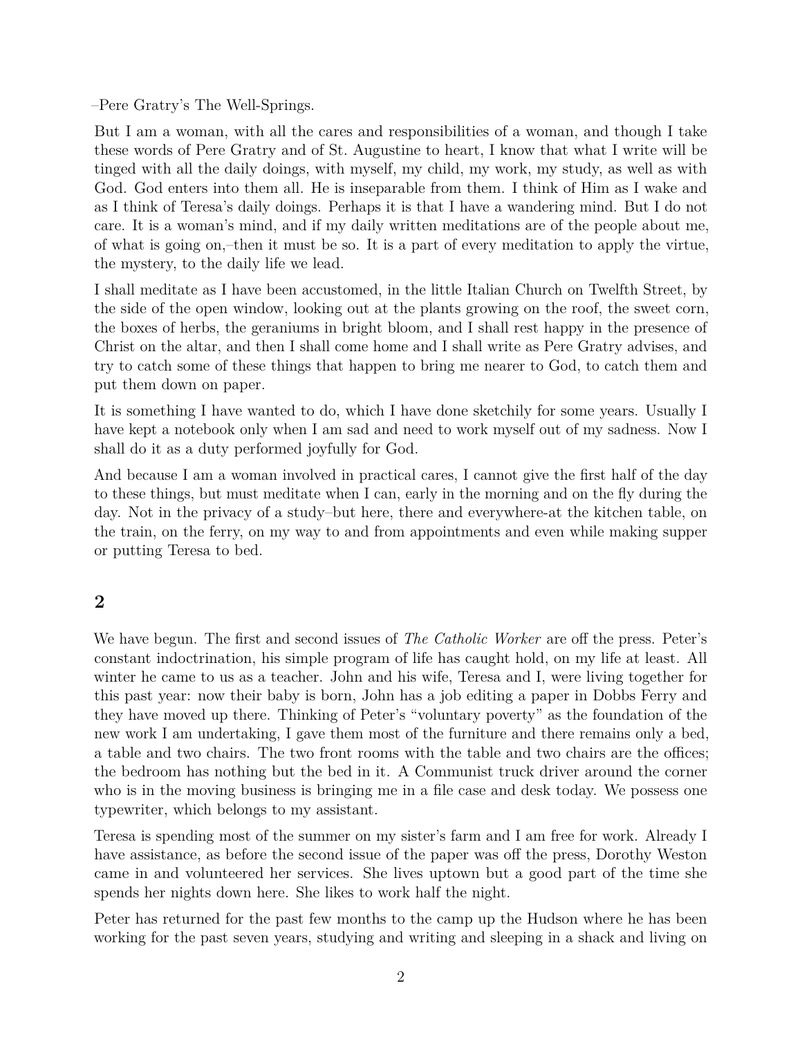–Pere Gratry's The Well-Springs.

But I am a woman, with all the cares and responsibilities of a woman, and though I take these words of Pere Gratry and of St. Augustine to heart, I know that what I write will be tinged with all the daily doings, with myself, my child, my work, my study, as well as with God. God enters into them all. He is inseparable from them. I think of Him as I wake and as I think of Teresa's daily doings. Perhaps it is that I have a wandering mind. But I do not care. It is a woman's mind, and if my daily written meditations are of the people about me, of what is going on,–then it must be so. It is a part of every meditation to apply the virtue, the mystery, to the daily life we lead.

I shall meditate as I have been accustomed, in the little Italian Church on Twelfth Street, by the side of the open window, looking out at the plants growing on the roof, the sweet corn, the boxes of herbs, the geraniums in bright bloom, and I shall rest happy in the presence of Christ on the altar, and then I shall come home and I shall write as Pere Gratry advises, and try to catch some of these things that happen to bring me nearer to God, to catch them and put them down on paper.

It is something I have wanted to do, which I have done sketchily for some years. Usually I have kept a notebook only when I am sad and need to work myself out of my sadness. Now I shall do it as a duty performed joyfully for God.

And because I am a woman involved in practical cares, I cannot give the first half of the day to these things, but must meditate when I can, early in the morning and on the fly during the day. Not in the privacy of a study–but here, there and everywhere-at the kitchen table, on the train, on the ferry, on my way to and from appointments and even while making supper or putting Teresa to bed.

## 2

We have begun. The first and second issues of *The Catholic Worker* are off the press. Peter's constant indoctrination, his simple program of life has caught hold, on my life at least. All winter he came to us as a teacher. John and his wife, Teresa and I, were living together for this past year: now their baby is born, John has a job editing a paper in Dobbs Ferry and they have moved up there. Thinking of Peter's "voluntary poverty" as the foundation of the new work I am undertaking, I gave them most of the furniture and there remains only a bed, a table and two chairs. The two front rooms with the table and two chairs are the offices; the bedroom has nothing but the bed in it. A Communist truck driver around the corner who is in the moving business is bringing me in a file case and desk today. We possess one typewriter, which belongs to my assistant.

Teresa is spending most of the summer on my sister's farm and I am free for work. Already I have assistance, as before the second issue of the paper was off the press, Dorothy Weston came in and volunteered her services. She lives uptown but a good part of the time she spends her nights down here. She likes to work half the night.

Peter has returned for the past few months to the camp up the Hudson where he has been working for the past seven years, studying and writing and sleeping in a shack and living on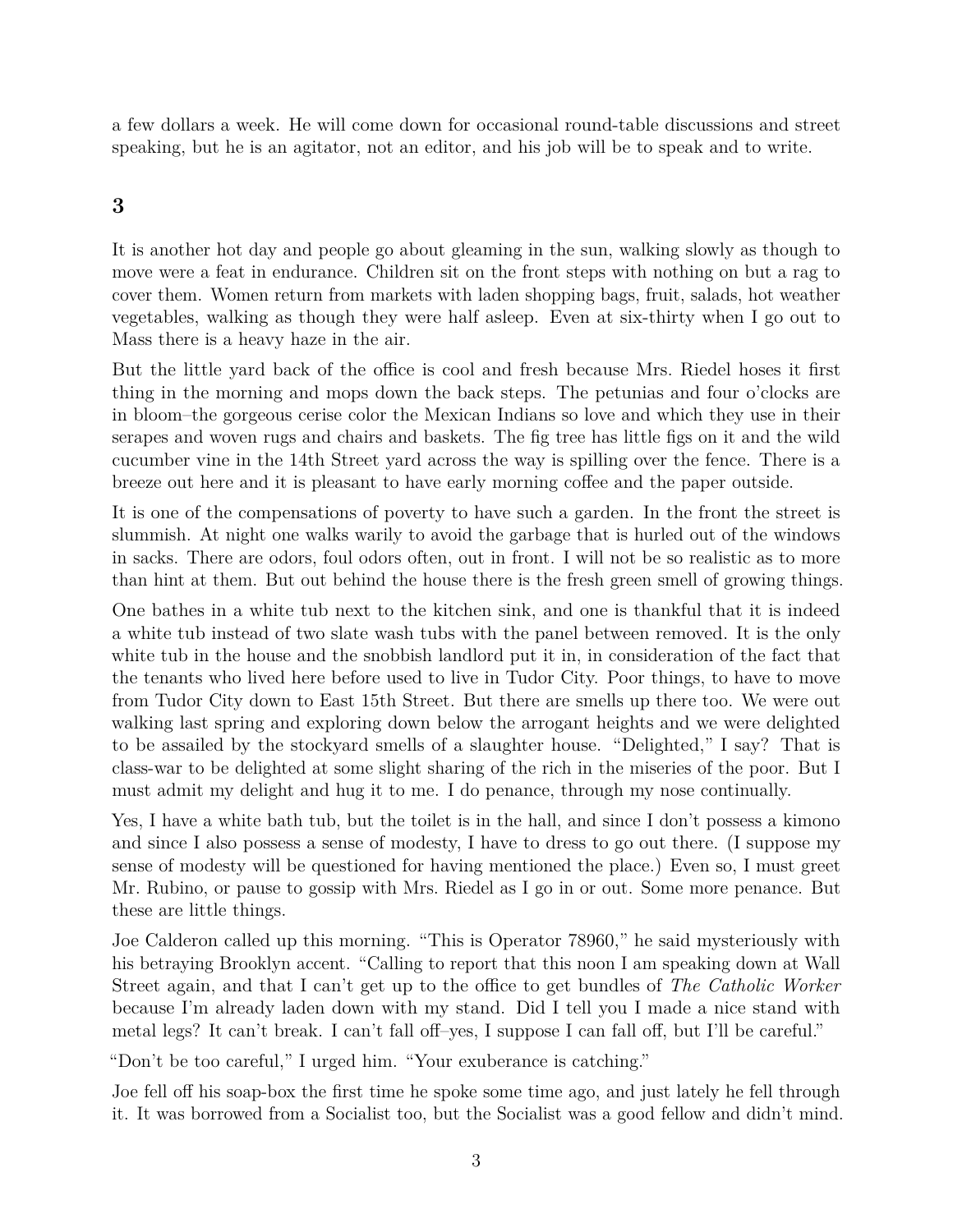a few dollars a week. He will come down for occasional round-table discussions and street speaking, but he is an agitator, not an editor, and his job will be to speak and to write.

## 3

It is another hot day and people go about gleaming in the sun, walking slowly as though to move were a feat in endurance. Children sit on the front steps with nothing on but a rag to cover them. Women return from markets with laden shopping bags, fruit, salads, hot weather vegetables, walking as though they were half asleep. Even at six-thirty when I go out to Mass there is a heavy haze in the air.

But the little yard back of the office is cool and fresh because Mrs. Riedel hoses it first thing in the morning and mops down the back steps. The petunias and four o'clocks are in bloom–the gorgeous cerise color the Mexican Indians so love and which they use in their serapes and woven rugs and chairs and baskets. The fig tree has little figs on it and the wild cucumber vine in the 14th Street yard across the way is spilling over the fence. There is a breeze out here and it is pleasant to have early morning coffee and the paper outside.

It is one of the compensations of poverty to have such a garden. In the front the street is slummish. At night one walks warily to avoid the garbage that is hurled out of the windows in sacks. There are odors, foul odors often, out in front. I will not be so realistic as to more than hint at them. But out behind the house there is the fresh green smell of growing things.

One bathes in a white tub next to the kitchen sink, and one is thankful that it is indeed a white tub instead of two slate wash tubs with the panel between removed. It is the only white tub in the house and the snobbish landlord put it in, in consideration of the fact that the tenants who lived here before used to live in Tudor City. Poor things, to have to move from Tudor City down to East 15th Street. But there are smells up there too. We were out walking last spring and exploring down below the arrogant heights and we were delighted to be assailed by the stockyard smells of a slaughter house. "Delighted," I say? That is class-war to be delighted at some slight sharing of the rich in the miseries of the poor. But I must admit my delight and hug it to me. I do penance, through my nose continually.

Yes, I have a white bath tub, but the toilet is in the hall, and since I don't possess a kimono and since I also possess a sense of modesty, I have to dress to go out there. (I suppose my sense of modesty will be questioned for having mentioned the place.) Even so, I must greet Mr. Rubino, or pause to gossip with Mrs. Riedel as I go in or out. Some more penance. But these are little things.

Joe Calderon called up this morning. "This is Operator 78960," he said mysteriously with his betraying Brooklyn accent. "Calling to report that this noon I am speaking down at Wall Street again, and that I can't get up to the office to get bundles of *The Catholic Worker* because I'm already laden down with my stand. Did I tell you I made a nice stand with metal legs? It can't break. I can't fall off–yes, I suppose I can fall off, but I'll be careful."

"Don't be too careful," I urged him. "Your exuberance is catching."

Joe fell off his soap-box the first time he spoke some time ago, and just lately he fell through it. It was borrowed from a Socialist too, but the Socialist was a good fellow and didn't mind.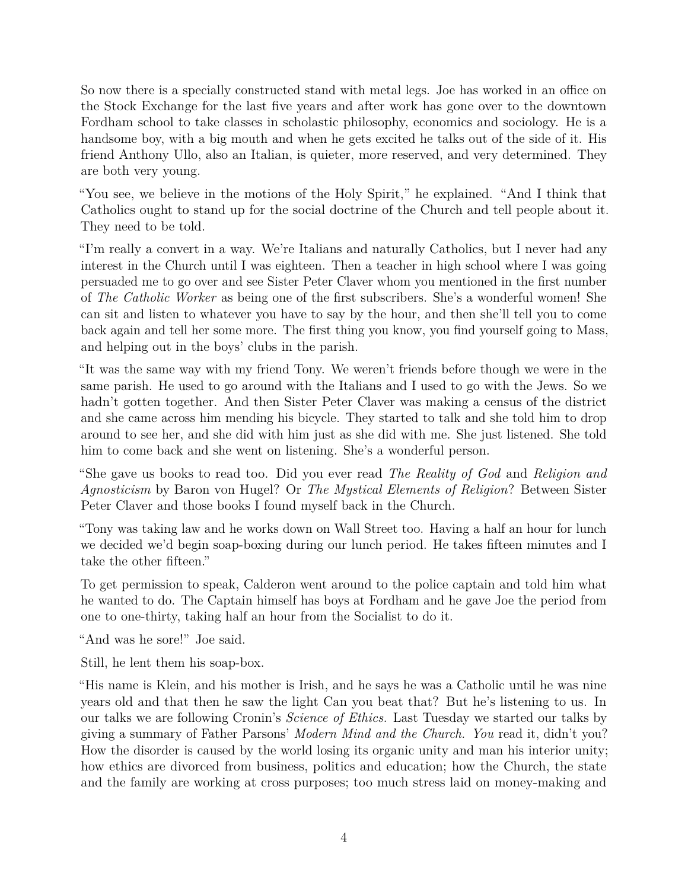So now there is a specially constructed stand with metal legs. Joe has worked in an office on the Stock Exchange for the last five years and after work has gone over to the downtown Fordham school to take classes in scholastic philosophy, economics and sociology. He is a handsome boy, with a big mouth and when he gets excited he talks out of the side of it. His friend Anthony Ullo, also an Italian, is quieter, more reserved, and very determined. They are both very young.

"You see, we believe in the motions of the Holy Spirit," he explained. "And I think that Catholics ought to stand up for the social doctrine of the Church and tell people about it. They need to be told.

"I'm really a convert in a way. We're Italians and naturally Catholics, but I never had any interest in the Church until I was eighteen. Then a teacher in high school where I was going persuaded me to go over and see Sister Peter Claver whom you mentioned in the first number of *The Catholic Worker* as being one of the first subscribers. She's a wonderful women! She can sit and listen to whatever you have to say by the hour, and then she'll tell you to come back again and tell her some more. The first thing you know, you find yourself going to Mass, and helping out in the boys' clubs in the parish.

"It was the same way with my friend Tony. We weren't friends before though we were in the same parish. He used to go around with the Italians and I used to go with the Jews. So we hadn't gotten together. And then Sister Peter Claver was making a census of the district and she came across him mending his bicycle. They started to talk and she told him to drop around to see her, and she did with him just as she did with me. She just listened. She told him to come back and she went on listening. She's a wonderful person.

"She gave us books to read too. Did you ever read *The Reality of God* and *Religion and Agnosticism* by Baron von Hugel? Or *The Mystical Elements of Religion*? Between Sister Peter Claver and those books I found myself back in the Church.

"Tony was taking law and he works down on Wall Street too. Having a half an hour for lunch we decided we'd begin soap-boxing during our lunch period. He takes fifteen minutes and I take the other fifteen."

To get permission to speak, Calderon went around to the police captain and told him what he wanted to do. The Captain himself has boys at Fordham and he gave Joe the period from one to one-thirty, taking half an hour from the Socialist to do it.

"And was he sore!" Joe said.

Still, he lent them his soap-box.

"His name is Klein, and his mother is Irish, and he says he was a Catholic until he was nine years old and that then he saw the light Can you beat that? But he's listening to us. In our talks we are following Cronin's *Science of Ethics.* Last Tuesday we started our talks by giving a summary of Father Parsons' *Modern Mind and the Church. You* read it, didn't you? How the disorder is caused by the world losing its organic unity and man his interior unity; how ethics are divorced from business, politics and education; how the Church, the state and the family are working at cross purposes; too much stress laid on money-making and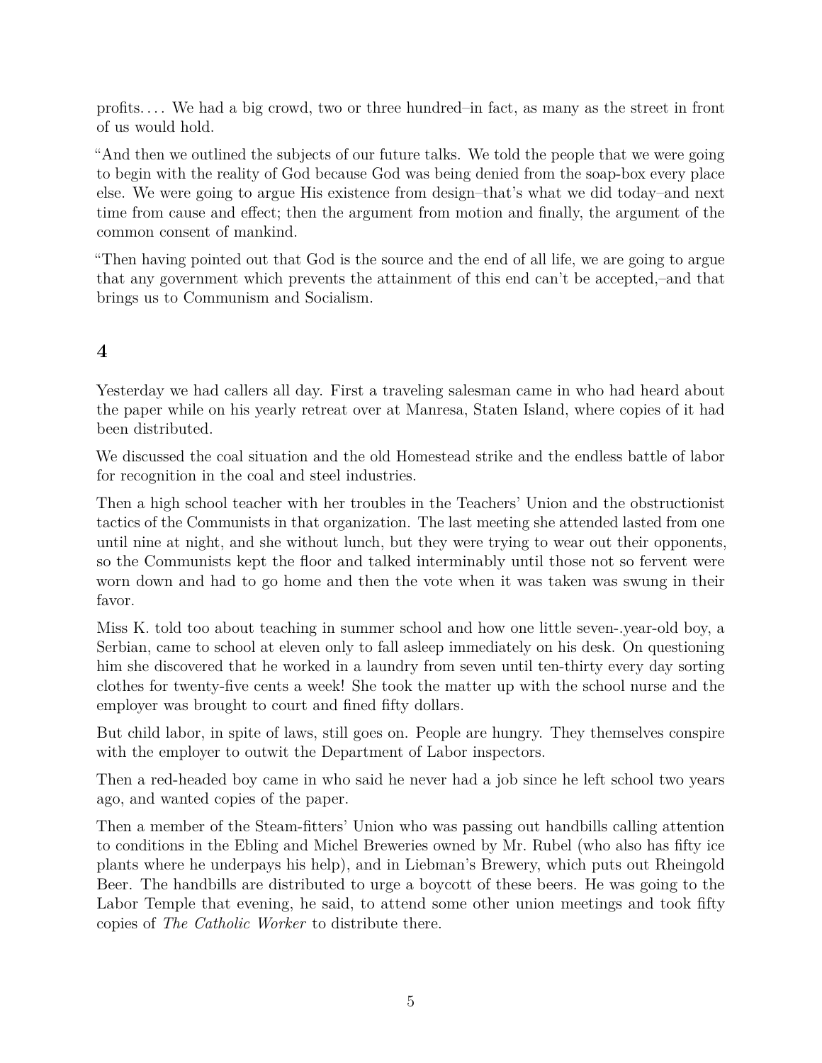profits. . . . We had a big crowd, two or three hundred–in fact, as many as the street in front of us would hold.

"And then we outlined the subjects of our future talks. We told the people that we were going to begin with the reality of God because God was being denied from the soap-box every place else. We were going to argue His existence from design–that's what we did today–and next time from cause and effect; then the argument from motion and finally, the argument of the common consent of mankind.

"Then having pointed out that God is the source and the end of all life, we are going to argue that any government which prevents the attainment of this end can't be accepted,–and that brings us to Communism and Socialism.

## 4

Yesterday we had callers all day. First a traveling salesman came in who had heard about the paper while on his yearly retreat over at Manresa, Staten Island, where copies of it had been distributed.

We discussed the coal situation and the old Homestead strike and the endless battle of labor for recognition in the coal and steel industries.

Then a high school teacher with her troubles in the Teachers' Union and the obstructionist tactics of the Communists in that organization. The last meeting she attended lasted from one until nine at night, and she without lunch, but they were trying to wear out their opponents, so the Communists kept the floor and talked interminably until those not so fervent were worn down and had to go home and then the vote when it was taken was swung in their favor.

Miss K. told too about teaching in summer school and how one little seven-.year-old boy, a Serbian, came to school at eleven only to fall asleep immediately on his desk. On questioning him she discovered that he worked in a laundry from seven until ten-thirty every day sorting clothes for twenty-five cents a week! She took the matter up with the school nurse and the employer was brought to court and fined fifty dollars.

But child labor, in spite of laws, still goes on. People are hungry. They themselves conspire with the employer to outwit the Department of Labor inspectors.

Then a red-headed boy came in who said he never had a job since he left school two years ago, and wanted copies of the paper.

Then a member of the Steam-fitters' Union who was passing out handbills calling attention to conditions in the Ebling and Michel Breweries owned by Mr. Rubel (who also has fifty ice plants where he underpays his help), and in Liebman's Brewery, which puts out Rheingold Beer. The handbills are distributed to urge a boycott of these beers. He was going to the Labor Temple that evening, he said, to attend some other union meetings and took fifty copies of *The Catholic Worker* to distribute there.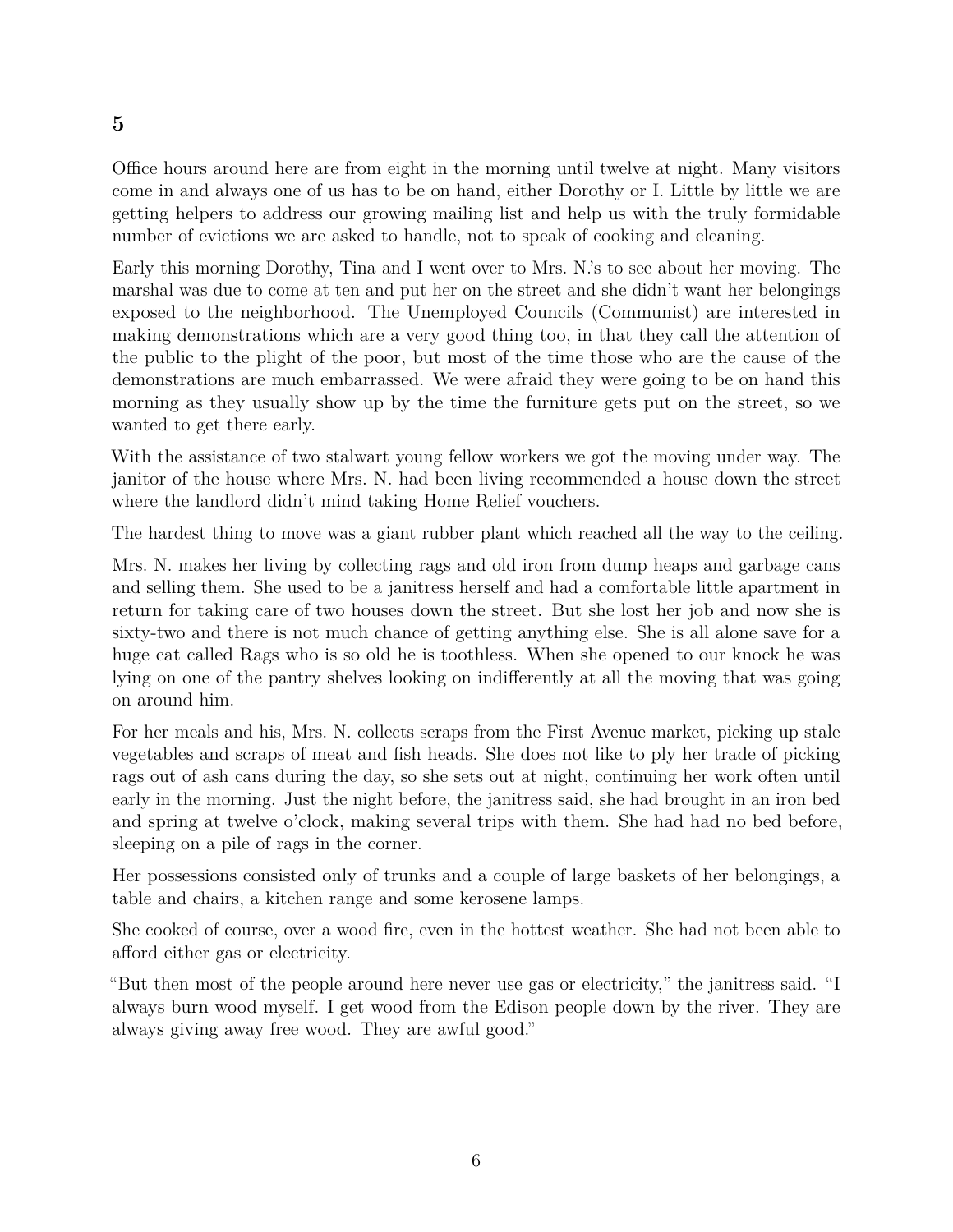## 5

Office hours around here are from eight in the morning until twelve at night. Many visitors come in and always one of us has to be on hand, either Dorothy or I. Little by little we are getting helpers to address our growing mailing list and help us with the truly formidable number of evictions we are asked to handle, not to speak of cooking and cleaning.

Early this morning Dorothy, Tina and I went over to Mrs. N.'s to see about her moving. The marshal was due to come at ten and put her on the street and she didn't want her belongings exposed to the neighborhood. The Unemployed Councils (Communist) are interested in making demonstrations which are a very good thing too, in that they call the attention of the public to the plight of the poor, but most of the time those who are the cause of the demonstrations are much embarrassed. We were afraid they were going to be on hand this morning as they usually show up by the time the furniture gets put on the street, so we wanted to get there early.

With the assistance of two stalwart young fellow workers we got the moving under way. The janitor of the house where Mrs. N. had been living recommended a house down the street where the landlord didn't mind taking Home Relief vouchers.

The hardest thing to move was a giant rubber plant which reached all the way to the ceiling.

Mrs. N. makes her living by collecting rags and old iron from dump heaps and garbage cans and selling them. She used to be a janitress herself and had a comfortable little apartment in return for taking care of two houses down the street. But she lost her job and now she is sixty-two and there is not much chance of getting anything else. She is all alone save for a huge cat called Rags who is so old he is toothless. When she opened to our knock he was lying on one of the pantry shelves looking on indifferently at all the moving that was going on around him.

For her meals and his, Mrs. N. collects scraps from the First Avenue market, picking up stale vegetables and scraps of meat and fish heads. She does not like to ply her trade of picking rags out of ash cans during the day, so she sets out at night, continuing her work often until early in the morning. Just the night before, the janitress said, she had brought in an iron bed and spring at twelve o'clock, making several trips with them. She had had no bed before, sleeping on a pile of rags in the corner.

Her possessions consisted only of trunks and a couple of large baskets of her belongings, a table and chairs, a kitchen range and some kerosene lamps.

She cooked of course, over a wood fire, even in the hottest weather. She had not been able to afford either gas or electricity.

"But then most of the people around here never use gas or electricity," the janitress said. "I always burn wood myself. I get wood from the Edison people down by the river. They are always giving away free wood. They are awful good."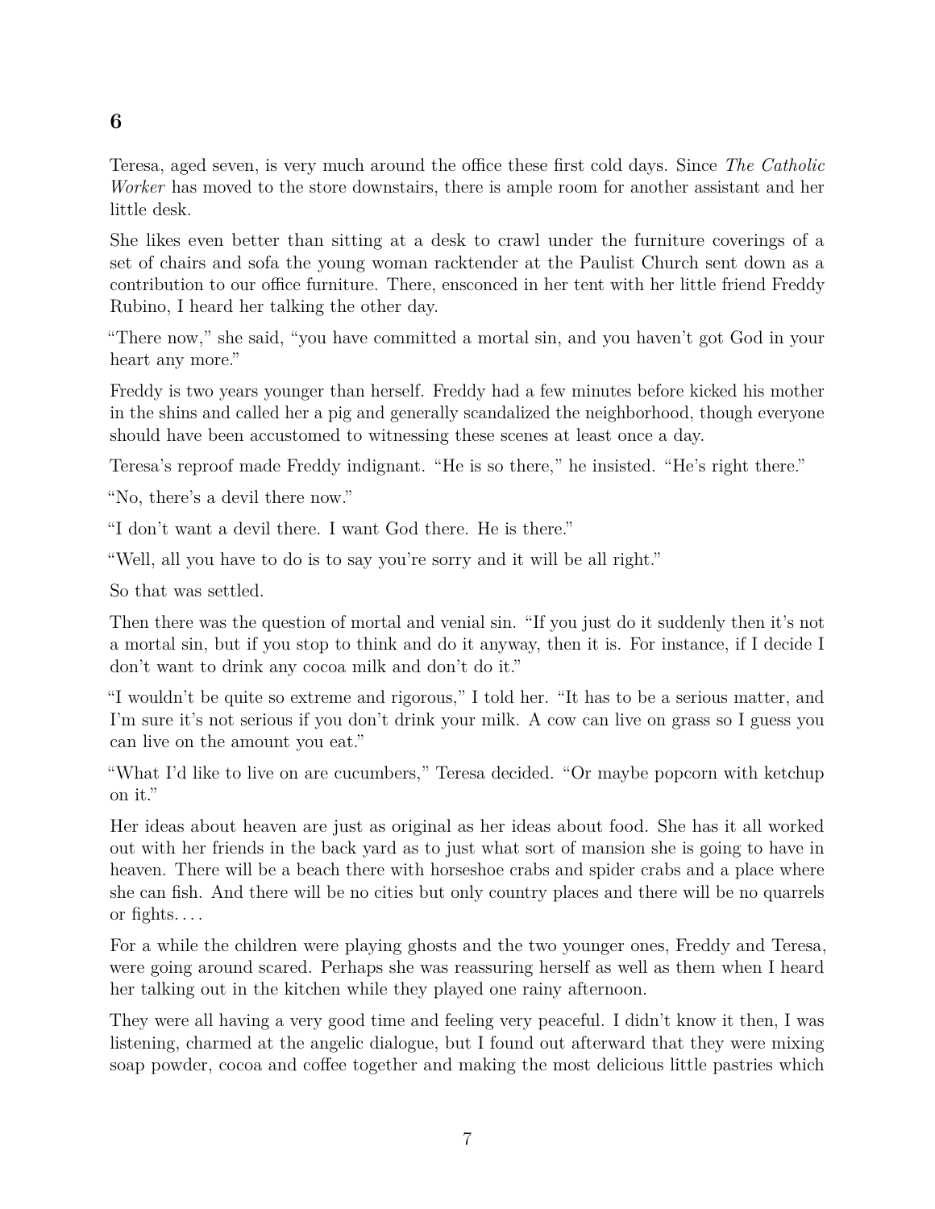## 6

Teresa, aged seven, is very much around the office these first cold days. Since *The Catholic Worker* has moved to the store downstairs, there is ample room for another assistant and her little desk.

She likes even better than sitting at a desk to crawl under the furniture coverings of a set of chairs and sofa the young woman racktender at the Paulist Church sent down as a contribution to our office furniture. There, ensconced in her tent with her little friend Freddy Rubino, I heard her talking the other day.

"There now," she said, "you have committed a mortal sin, and you haven't got God in your heart any more."

Freddy is two years younger than herself. Freddy had a few minutes before kicked his mother in the shins and called her a pig and generally scandalized the neighborhood, though everyone should have been accustomed to witnessing these scenes at least once a day.

Teresa's reproof made Freddy indignant. "He is so there," he insisted. "He's right there."

"No, there's a devil there now."

"I don't want a devil there. I want God there. He is there."

"Well, all you have to do is to say you're sorry and it will be all right."

So that was settled.

Then there was the question of mortal and venial sin. "If you just do it suddenly then it's not a mortal sin, but if you stop to think and do it anyway, then it is. For instance, if I decide I don't want to drink any cocoa milk and don't do it."

"I wouldn't be quite so extreme and rigorous," I told her. "It has to be a serious matter, and I'm sure it's not serious if you don't drink your milk. A cow can live on grass so I guess you can live on the amount you eat."

"What I'd like to live on are cucumbers," Teresa decided. "Or maybe popcorn with ketchup on it."

Her ideas about heaven are just as original as her ideas about food. She has it all worked out with her friends in the back yard as to just what sort of mansion she is going to have in heaven. There will be a beach there with horseshoe crabs and spider crabs and a place where she can fish. And there will be no cities but only country places and there will be no quarrels or fights. . . .

For a while the children were playing ghosts and the two younger ones, Freddy and Teresa, were going around scared. Perhaps she was reassuring herself as well as them when I heard her talking out in the kitchen while they played one rainy afternoon.

They were all having a very good time and feeling very peaceful. I didn't know it then, I was listening, charmed at the angelic dialogue, but I found out afterward that they were mixing soap powder, cocoa and coffee together and making the most delicious little pastries which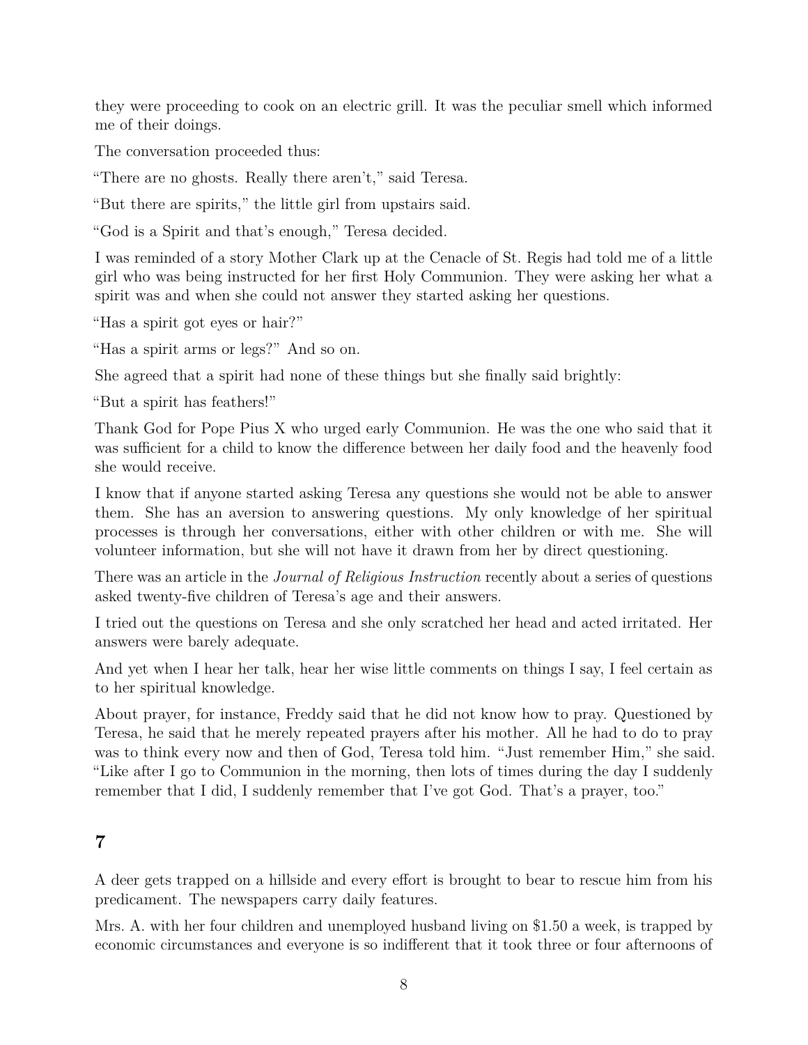they were proceeding to cook on an electric grill. It was the peculiar smell which informed me of their doings.

The conversation proceeded thus:

"There are no ghosts. Really there aren't," said Teresa.

"But there are spirits," the little girl from upstairs said.

"God is a Spirit and that's enough," Teresa decided.

I was reminded of a story Mother Clark up at the Cenacle of St. Regis had told me of a little girl who was being instructed for her first Holy Communion. They were asking her what a spirit was and when she could not answer they started asking her questions.

"Has a spirit got eyes or hair?"

"Has a spirit arms or legs?" And so on.

She agreed that a spirit had none of these things but she finally said brightly:

"But a spirit has feathers!"

Thank God for Pope Pius X who urged early Communion. He was the one who said that it was sufficient for a child to know the difference between her daily food and the heavenly food she would receive.

I know that if anyone started asking Teresa any questions she would not be able to answer them. She has an aversion to answering questions. My only knowledge of her spiritual processes is through her conversations, either with other children or with me. She will volunteer information, but she will not have it drawn from her by direct questioning.

There was an article in the *Journal of Religious Instruction* recently about a series of questions asked twenty-five children of Teresa's age and their answers.

I tried out the questions on Teresa and she only scratched her head and acted irritated. Her answers were barely adequate.

And yet when I hear her talk, hear her wise little comments on things I say, I feel certain as to her spiritual knowledge.

About prayer, for instance, Freddy said that he did not know how to pray. Questioned by Teresa, he said that he merely repeated prayers after his mother. All he had to do to pray was to think every now and then of God, Teresa told him. "Just remember Him," she said. "Like after I go to Communion in the morning, then lots of times during the day I suddenly remember that I did, I suddenly remember that I've got God. That's a prayer, too."

## 7

A deer gets trapped on a hillside and every effort is brought to bear to rescue him from his predicament. The newspapers carry daily features.

Mrs. A. with her four children and unemployed husband living on $1.50 a week, is trapped by economic circumstances and everyone is so indifferent that it took three or four afternoons of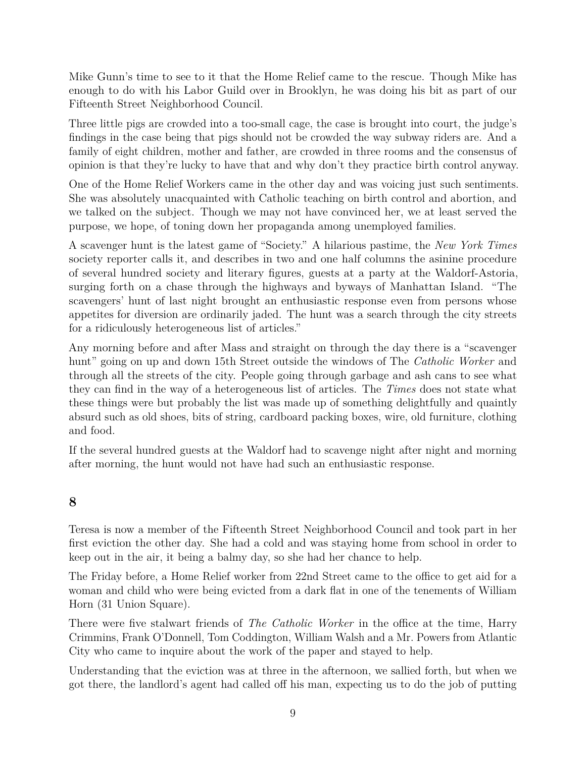Mike Gunn's time to see to it that the Home Relief came to the rescue. Though Mike has enough to do with his Labor Guild over in Brooklyn, he was doing his bit as part of our Fifteenth Street Neighborhood Council.

Three little pigs are crowded into a too-small cage, the case is brought into court, the judge's findings in the case being that pigs should not be crowded the way subway riders are. And a family of eight children, mother and father, are crowded in three rooms and the consensus of opinion is that they're lucky to have that and why don't they practice birth control anyway.

One of the Home Relief Workers came in the other day and was voicing just such sentiments. She was absolutely unacquainted with Catholic teaching on birth control and abortion, and we talked on the subject. Though we may not have convinced her, we at least served the purpose, we hope, of toning down her propaganda among unemployed families.

A scavenger hunt is the latest game of "Society." A hilarious pastime, the *New York Times* society reporter calls it, and describes in two and one half columns the asinine procedure of several hundred society and literary figures, guests at a party at the Waldorf-Astoria, surging forth on a chase through the highways and byways of Manhattan Island. "The scavengers' hunt of last night brought an enthusiastic response even from persons whose appetites for diversion are ordinarily jaded. The hunt was a search through the city streets for a ridiculously heterogeneous list of articles."

Any morning before and after Mass and straight on through the day there is a "scavenger hunt" going on up and down 15th Street outside the windows of The *Catholic Worker* and through all the streets of the city. People going through garbage and ash cans to see what they can find in the way of a heterogeneous list of articles. The *Times* does not state what these things were but probably the list was made up of something delightfully and quaintly absurd such as old shoes, bits of string, cardboard packing boxes, wire, old furniture, clothing and food.

If the several hundred guests at the Waldorf had to scavenge night after night and morning after morning, the hunt would not have had such an enthusiastic response.

## 8

Teresa is now a member of the Fifteenth Street Neighborhood Council and took part in her first eviction the other day. She had a cold and was staying home from school in order to keep out in the air, it being a balmy day, so she had her chance to help.

The Friday before, a Home Relief worker from 22nd Street came to the office to get aid for a woman and child who were being evicted from a dark flat in one of the tenements of William Horn (31 Union Square).

There were five stalwart friends of *The Catholic Worker* in the office at the time, Harry Crimmins, Frank O'Donnell, Tom Coddington, William Walsh and a Mr. Powers from Atlantic City who came to inquire about the work of the paper and stayed to help.

Understanding that the eviction was at three in the afternoon, we sallied forth, but when we got there, the landlord's agent had called off his man, expecting us to do the job of putting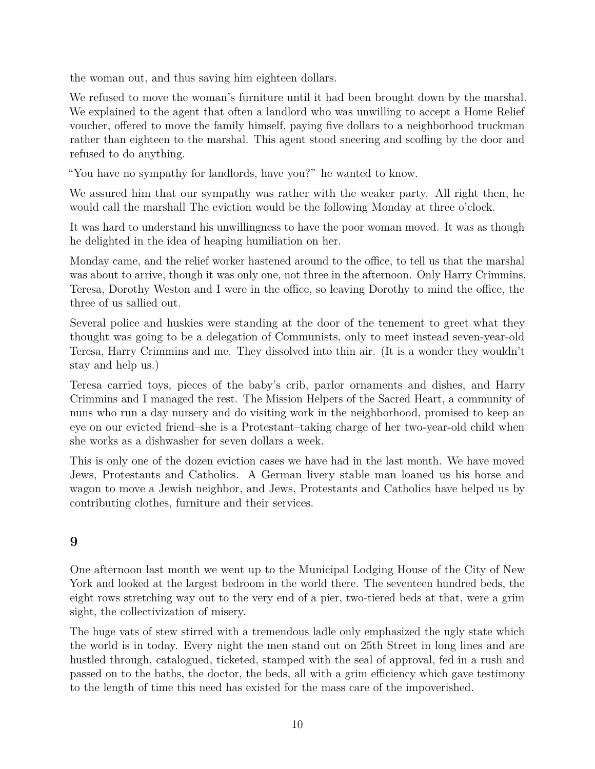the woman out, and thus saving him eighteen dollars.

We refused to move the woman's furniture until it had been brought down by the marshal. We explained to the agent that often a landlord who was unwilling to accept a Home Relief voucher, offered to move the family himself, paying five dollars to a neighborhood truckman rather than eighteen to the marshal. This agent stood sneering and scoffing by the door and refused to do anything.

"You have no sympathy for landlords, have you?" he wanted to know.

We assured him that our sympathy was rather with the weaker party. All right then, he would call the marshall The eviction would be the following Monday at three o'clock.

It was hard to understand his unwillingness to have the poor woman moved. It was as though he delighted in the idea of heaping humiliation on her.

Monday came, and the relief worker hastened around to the office, to tell us that the marshal was about to arrive, though it was only one, not three in the afternoon. Only Harry Crimmins, Teresa, Dorothy Weston and I were in the office, so leaving Dorothy to mind the office, the three of us sallied out.

Several police and huskies were standing at the door of the tenement to greet what they thought was going to be a delegation of Communists, only to meet instead seven-year-old Teresa, Harry Crimmins and me. They dissolved into thin air. (It is a wonder they wouldn't stay and help us.)

Teresa carried toys, pieces of the baby's crib, parlor ornaments and dishes, and Harry Crimmins and I managed the rest. The Mission Helpers of the Sacred Heart, a community of nuns who run a day nursery and do visiting work in the neighborhood, promised to keep an eye on our evicted friend–she is a Protestant–taking charge of her two-year-old child when she works as a dishwasher for seven dollars a week.

This is only one of the dozen eviction cases we have had in the last month. We have moved Jews, Protestants and Catholics. A German livery stable man loaned us his horse and wagon to move a Jewish neighbor, and Jews, Protestants and Catholics have helped us by contributing clothes, furniture and their services.

## 9

One afternoon last month we went up to the Municipal Lodging House of the City of New York and looked at the largest bedroom in the world there. The seventeen hundred beds, the eight rows stretching way out to the very end of a pier, two-tiered beds at that, were a grim sight, the collectivization of misery.

The huge vats of stew stirred with a tremendous ladle only emphasized the ugly state which the world is in today. Every night the men stand out on 25th Street in long lines and are hustled through, catalogued, ticketed, stamped with the seal of approval, fed in a rush and passed on to the baths, the doctor, the beds, all with a grim efficiency which gave testimony to the length of time this need has existed for the mass care of the impoverished.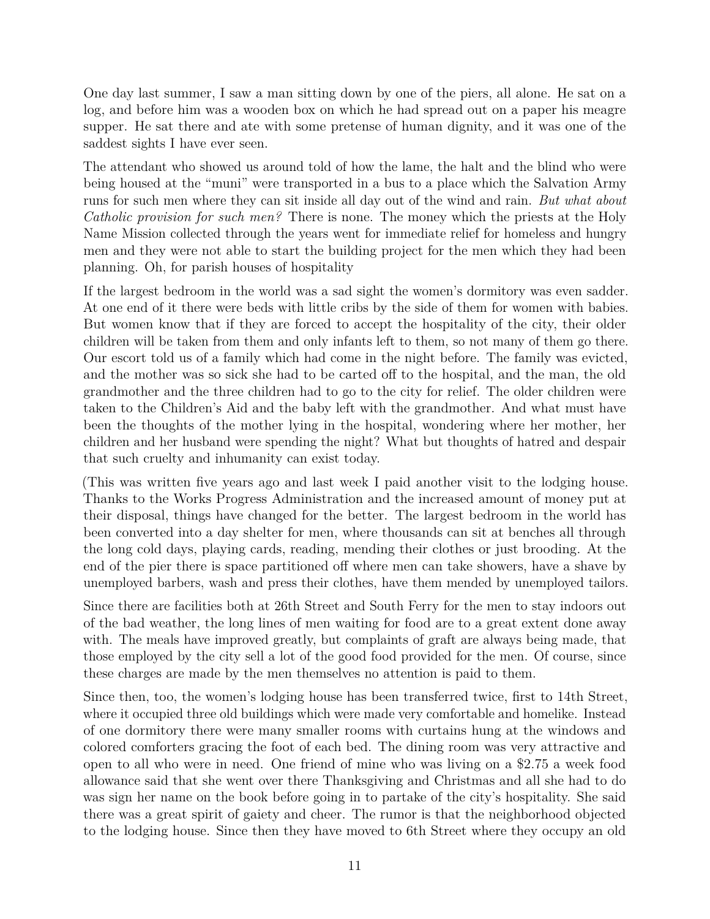One day last summer, I saw a man sitting down by one of the piers, all alone. He sat on a log, and before him was a wooden box on which he had spread out on a paper his meagre supper. He sat there and ate with some pretense of human dignity, and it was one of the saddest sights I have ever seen.

The attendant who showed us around told of how the lame, the halt and the blind who were being housed at the "muni" were transported in a bus to a place which the Salvation Army runs for such men where they can sit inside all day out of the wind and rain. *But what about Catholic provision for such men?* There is none. The money which the priests at the Holy Name Mission collected through the years went for immediate relief for homeless and hungry men and they were not able to start the building project for the men which they had been planning. Oh, for parish houses of hospitality

If the largest bedroom in the world was a sad sight the women's dormitory was even sadder. At one end of it there were beds with little cribs by the side of them for women with babies. But women know that if they are forced to accept the hospitality of the city, their older children will be taken from them and only infants left to them, so not many of them go there. Our escort told us of a family which had come in the night before. The family was evicted, and the mother was so sick she had to be carted off to the hospital, and the man, the old grandmother and the three children had to go to the city for relief. The older children were taken to the Children's Aid and the baby left with the grandmother. And what must have been the thoughts of the mother lying in the hospital, wondering where her mother, her children and her husband were spending the night? What but thoughts of hatred and despair that such cruelty and inhumanity can exist today.

(This was written five years ago and last week I paid another visit to the lodging house. Thanks to the Works Progress Administration and the increased amount of money put at their disposal, things have changed for the better. The largest bedroom in the world has been converted into a day shelter for men, where thousands can sit at benches all through the long cold days, playing cards, reading, mending their clothes or just brooding. At the end of the pier there is space partitioned off where men can take showers, have a shave by unemployed barbers, wash and press their clothes, have them mended by unemployed tailors.

Since there are facilities both at 26th Street and South Ferry for the men to stay indoors out of the bad weather, the long lines of men waiting for food are to a great extent done away with. The meals have improved greatly, but complaints of graft are always being made, that those employed by the city sell a lot of the good food provided for the men. Of course, since these charges are made by the men themselves no attention is paid to them.

Since then, too, the women's lodging house has been transferred twice, first to 14th Street, where it occupied three old buildings which were made very comfortable and homelike. Instead of one dormitory there were many smaller rooms with curtains hung at the windows and colored comforters gracing the foot of each bed. The dining room was very attractive and open to all who were in need. One friend of mine who was living on a $2.75 a week food allowance said that she went over there Thanksgiving and Christmas and all she had to do was sign her name on the book before going in to partake of the city's hospitality. She said there was a great spirit of gaiety and cheer. The rumor is that the neighborhood objected to the lodging house. Since then they have moved to 6th Street where they occupy an old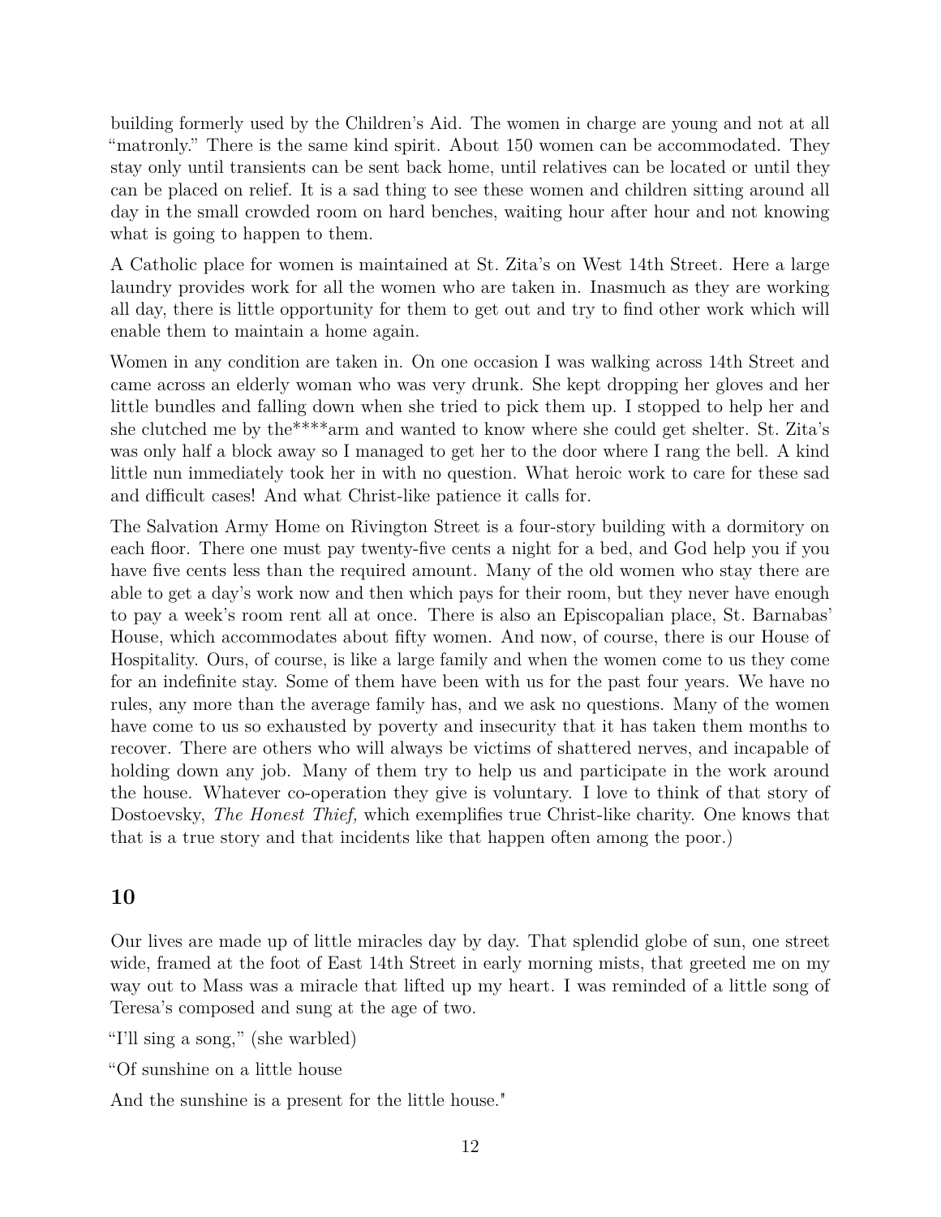building formerly used by the Children's Aid. The women in charge are young and not at all "matronly." There is the same kind spirit. About 150 women can be accommodated. They stay only until transients can be sent back home, until relatives can be located or until they can be placed on relief. It is a sad thing to see these women and children sitting around all day in the small crowded room on hard benches, waiting hour after hour and not knowing what is going to happen to them.

A Catholic place for women is maintained at St. Zita's on West 14th Street. Here a large laundry provides work for all the women who are taken in. Inasmuch as they are working all day, there is little opportunity for them to get out and try to find other work which will enable them to maintain a home again.

Women in any condition are taken in. On one occasion I was walking across 14th Street and came across an elderly woman who was very drunk. She kept dropping her gloves and her little bundles and falling down when she tried to pick them up. I stopped to help her and she clutched me by the****arm and wanted to know where she could get shelter. St. Zita's was only half a block away so I managed to get her to the door where I rang the bell. A kind little nun immediately took her in with no question. What heroic work to care for these sad and difficult cases! And what Christ-like patience it calls for.

The Salvation Army Home on Rivington Street is a four-story building with a dormitory on each floor. There one must pay twenty-five cents a night for a bed, and God help you if you have five cents less than the required amount. Many of the old women who stay there are able to get a day's work now and then which pays for their room, but they never have enough to pay a week's room rent all at once. There is also an Episcopalian place, St. Barnabas' House, which accommodates about fifty women. And now, of course, there is our House of Hospitality. Ours, of course, is like a large family and when the women come to us they come for an indefinite stay. Some of them have been with us for the past four years. We have no rules, any more than the average family has, and we ask no questions. Many of the women have come to us so exhausted by poverty and insecurity that it has taken them months to recover. There are others who will always be victims of shattered nerves, and incapable of holding down any job. Many of them try to help us and participate in the work around the house. Whatever co-operation they give is voluntary. I love to think of that story of Dostoevsky, *The Honest Thief,* which exemplifies true Christ-like charity. One knows that that is a true story and that incidents like that happen often among the poor.)

## 10

Our lives are made up of little miracles day by day. That splendid globe of sun, one street wide, framed at the foot of East 14th Street in early morning mists, that greeted me on my way out to Mass was a miracle that lifted up my heart. I was reminded of a little song of Teresa's composed and sung at the age of two.

"I'll sing a song," (she warbled)

"Of sunshine on a little house

And the sunshine is a present for the little house."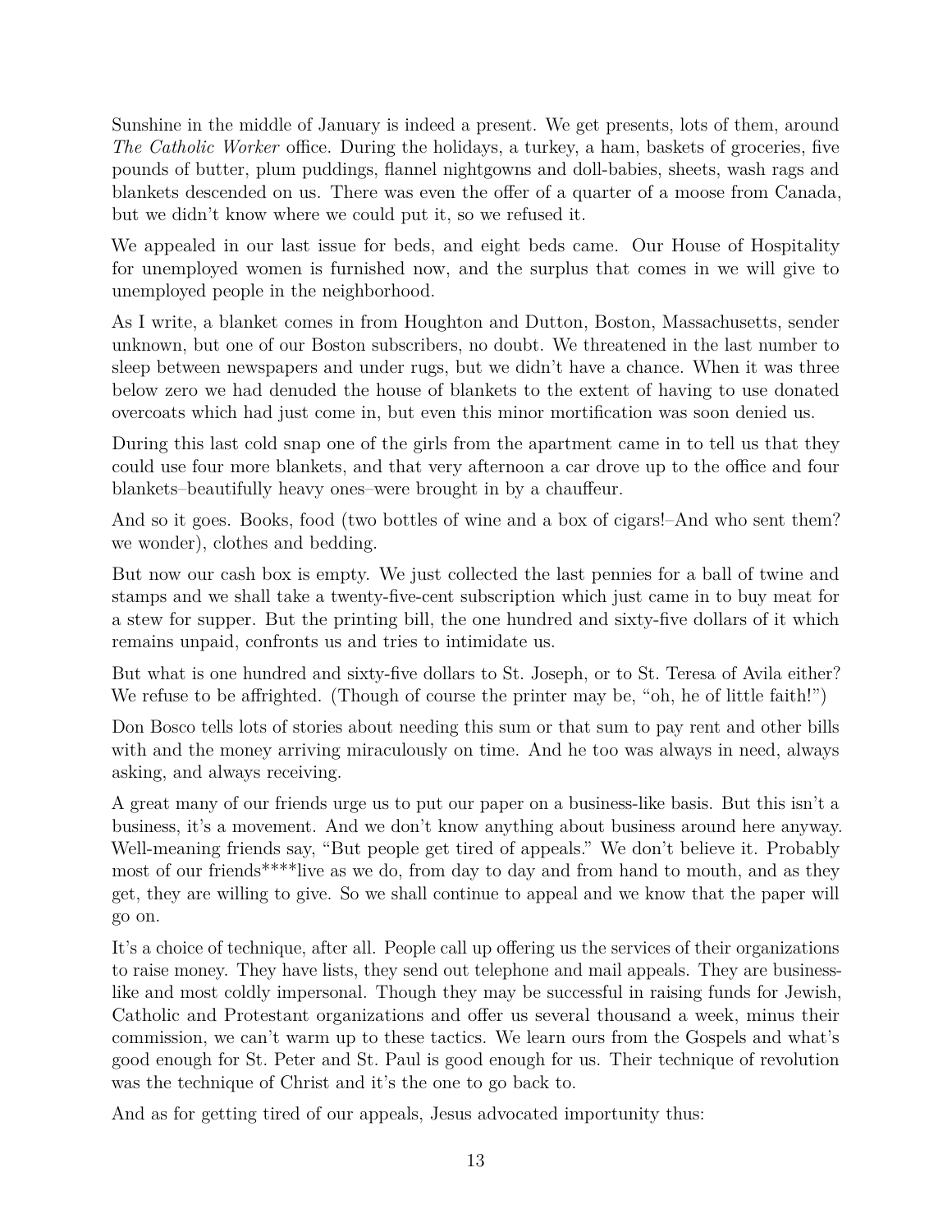Sunshine in the middle of January is indeed a present. We get presents, lots of them, around *The Catholic Worker* office. During the holidays, a turkey, a ham, baskets of groceries, five pounds of butter, plum puddings, flannel nightgowns and doll-babies, sheets, wash rags and blankets descended on us. There was even the offer of a quarter of a moose from Canada, but we didn't know where we could put it, so we refused it.

We appealed in our last issue for beds, and eight beds came. Our House of Hospitality for unemployed women is furnished now, and the surplus that comes in we will give to unemployed people in the neighborhood.

As I write, a blanket comes in from Houghton and Dutton, Boston, Massachusetts, sender unknown, but one of our Boston subscribers, no doubt. We threatened in the last number to sleep between newspapers and under rugs, but we didn't have a chance. When it was three below zero we had denuded the house of blankets to the extent of having to use donated overcoats which had just come in, but even this minor mortification was soon denied us.

During this last cold snap one of the girls from the apartment came in to tell us that they could use four more blankets, and that very afternoon a car drove up to the office and four blankets–beautifully heavy ones–were brought in by a chauffeur.

And so it goes. Books, food (two bottles of wine and a box of cigars!–And who sent them? we wonder), clothes and bedding.

But now our cash box is empty. We just collected the last pennies for a ball of twine and stamps and we shall take a twenty-five-cent subscription which just came in to buy meat for a stew for supper. But the printing bill, the one hundred and sixty-five dollars of it which remains unpaid, confronts us and tries to intimidate us.

But what is one hundred and sixty-five dollars to St. Joseph, or to St. Teresa of Avila either? We refuse to be affrighted. (Though of course the printer may be, "oh, he of little faith!")

Don Bosco tells lots of stories about needing this sum or that sum to pay rent and other bills with and the money arriving miraculously on time. And he too was always in need, always asking, and always receiving.

A great many of our friends urge us to put our paper on a business-like basis. But this isn't a business, it's a movement. And we don't know anything about business around here anyway. Well-meaning friends say, "But people get tired of appeals." We don't believe it. Probably most of our friends****live as we do, from day to day and from hand to mouth, and as they get, they are willing to give. So we shall continue to appeal and we know that the paper will go on.

It's a choice of technique, after all. People call up offering us the services of their organizations to raise money. They have lists, they send out telephone and mail appeals. They are business-like and most coldly impersonal. Though they may be successful in raising funds for Jewish, Catholic and Protestant organizations and offer us several thousand a week, minus their commission, we can't warm up to these tactics. We learn ours from the Gospels and what's good enough for St. Peter and St. Paul is good enough for us. Their technique of revolution was the technique of Christ and it's the one to go back to.

And as for getting tired of our appeals, Jesus advocated importunity thus: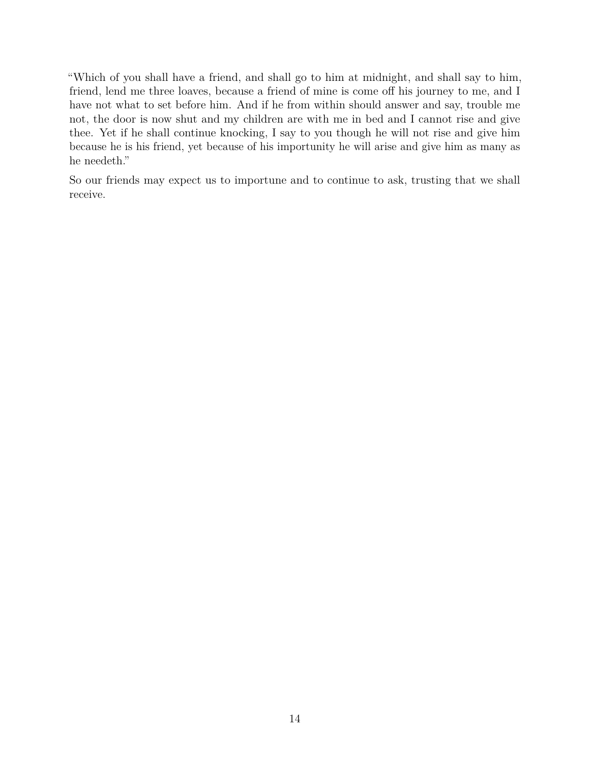"Which of you shall have a friend, and shall go to him at midnight, and shall say to him, friend, lend me three loaves, because a friend of mine is come off his journey to me, and I have not what to set before him. And if he from within should answer and say, trouble me not, the door is now shut and my children are with me in bed and I cannot rise and give thee. Yet if he shall continue knocking, I say to you though he will not rise and give him because he is his friend, yet because of his importunity he will arise and give him as many as he needeth."

So our friends may expect us to importune and to continue to ask, trusting that we shall receive.